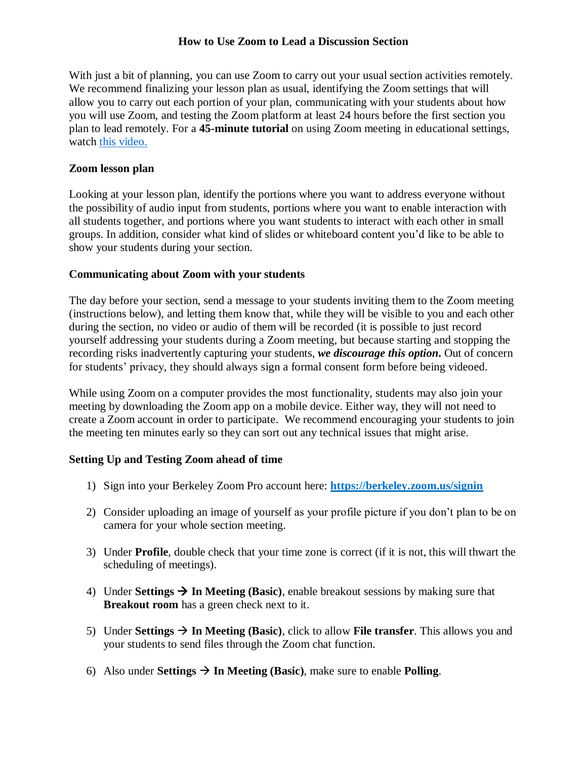# How to Use Zoom to Lead a Discussion Section

With just a bit of planning, you can use Zoom to carry out your usual section activities remotely. We recommend finalizing your lesson plan as usual, identifying the Zoom settings that will allow you to carry out each portion of your plan, communicating with your students about how you will use Zoom, and testing the Zoom platform at least 24 hours before the first section you plan to lead remotely. For a **45-minute tutorial** on using Zoom meeting in educational settings, watch [this video.]()

## Zoom lesson plan

Looking at your lesson plan, identify the portions where you want to address everyone without the possibility of audio input from students, portions where you want to enable interaction with all students together, and portions where you want students to interact with each other in small groups. In addition, consider what kind of slides or whiteboard content you'd like to be able to show your students during your section.

## Communicating about Zoom with your students

The day before your section, send a message to your students inviting them to the Zoom meeting (instructions below), and letting them know that, while they will be visible to you and each other during the section, no video or audio of them will be recorded (it is possible to just record yourself addressing your students during a Zoom meeting, but because starting and stopping the recording risks inadvertently capturing your students, ***we discourage this option*.** Out of concern for students' privacy, they should always sign a formal consent form before being videoed.

While using Zoom on a computer provides the most functionality, students may also join your meeting by downloading the Zoom app on a mobile device. Either way, they will not need to create a Zoom account in order to participate. We recommend encouraging your students to join the meeting ten minutes early so they can sort out any technical issues that might arise.

## Setting Up and Testing Zoom ahead of time

1) Sign into your Berkeley Zoom Pro account here: **https://berkeley.zoom.us/signin**

2) Consider uploading an image of yourself as your profile picture if you don't plan to be on camera for your whole section meeting.

3) Under **Profile**, double check that your time zone is correct (if it is not, this will thwart the scheduling of meetings).

4) Under **Settings → In Meeting (Basic)**, enable breakout sessions by making sure that **Breakout room** has a green check next to it.

5) Under **Settings → In Meeting (Basic)**, click to allow **File transfer**. This allows you and your students to send files through the Zoom chat function.

6) Also under **Settings → In Meeting (Basic)**, make sure to enable **Polling**.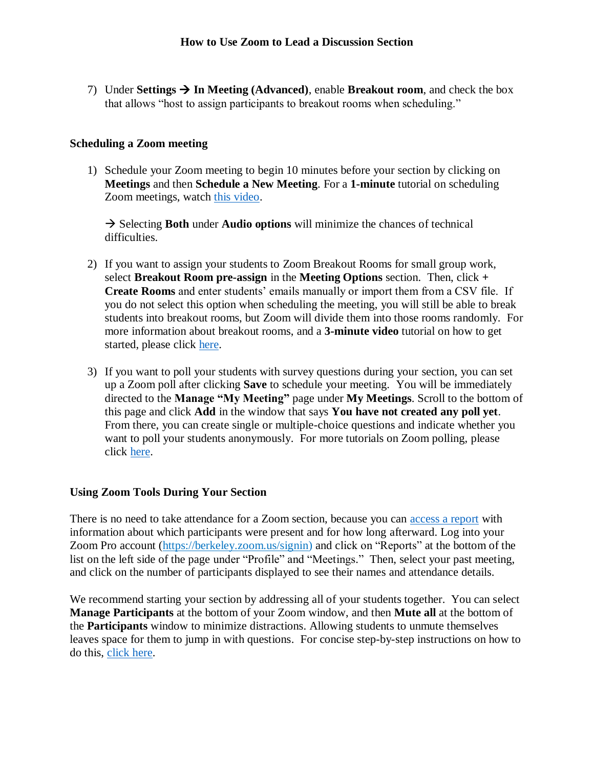7) Under **Settings → In Meeting (Advanced)**, enable **Breakout room**, and check the box that allows "host to assign participants to breakout rooms when scheduling."

### Scheduling a Zoom meeting

1) Schedule your Zoom meeting to begin 10 minutes before your section by clicking on **Meetings** and then **Schedule a New Meeting**. For a **1-minute** tutorial on scheduling Zoom meetings, watch this video.

   → Selecting **Both** under **Audio options** will minimize the chances of technical difficulties.

2) If you want to assign your students to Zoom Breakout Rooms for small group work, select **Breakout Room pre-assign** in the **Meeting Options** section. Then, click **+ Create Rooms** and enter students' emails manually or import them from a CSV file. If you do not select this option when scheduling the meeting, you will still be able to break students into breakout rooms, but Zoom will divide them into those rooms randomly. For more information about breakout rooms, and a **3-minute video** tutorial on how to get started, please click here.

3) If you want to poll your students with survey questions during your section, you can set up a Zoom poll after clicking **Save** to schedule your meeting. You will be immediately directed to the **Manage "My Meeting"** page under **My Meetings**. Scroll to the bottom of this page and click **Add** in the window that says **You have not created any poll yet**. From there, you can create single or multiple-choice questions and indicate whether you want to poll your students anonymously. For more tutorials on Zoom polling, please click here.

### Using Zoom Tools During Your Section

There is no need to take attendance for a Zoom section, because you can access a report with information about which participants were present and for how long afterward. Log into your Zoom Pro account (https://berkeley.zoom.us/signin) and click on "Reports" at the bottom of the list on the left side of the page under "Profile" and "Meetings." Then, select your past meeting, and click on the number of participants displayed to see their names and attendance details.

We recommend starting your section by addressing all of your students together. You can select **Manage Participants** at the bottom of your Zoom window, and then **Mute all** at the bottom of the **Participants** window to minimize distractions. Allowing students to unmute themselves leaves space for them to jump in with questions. For concise step-by-step instructions on how to do this, click here.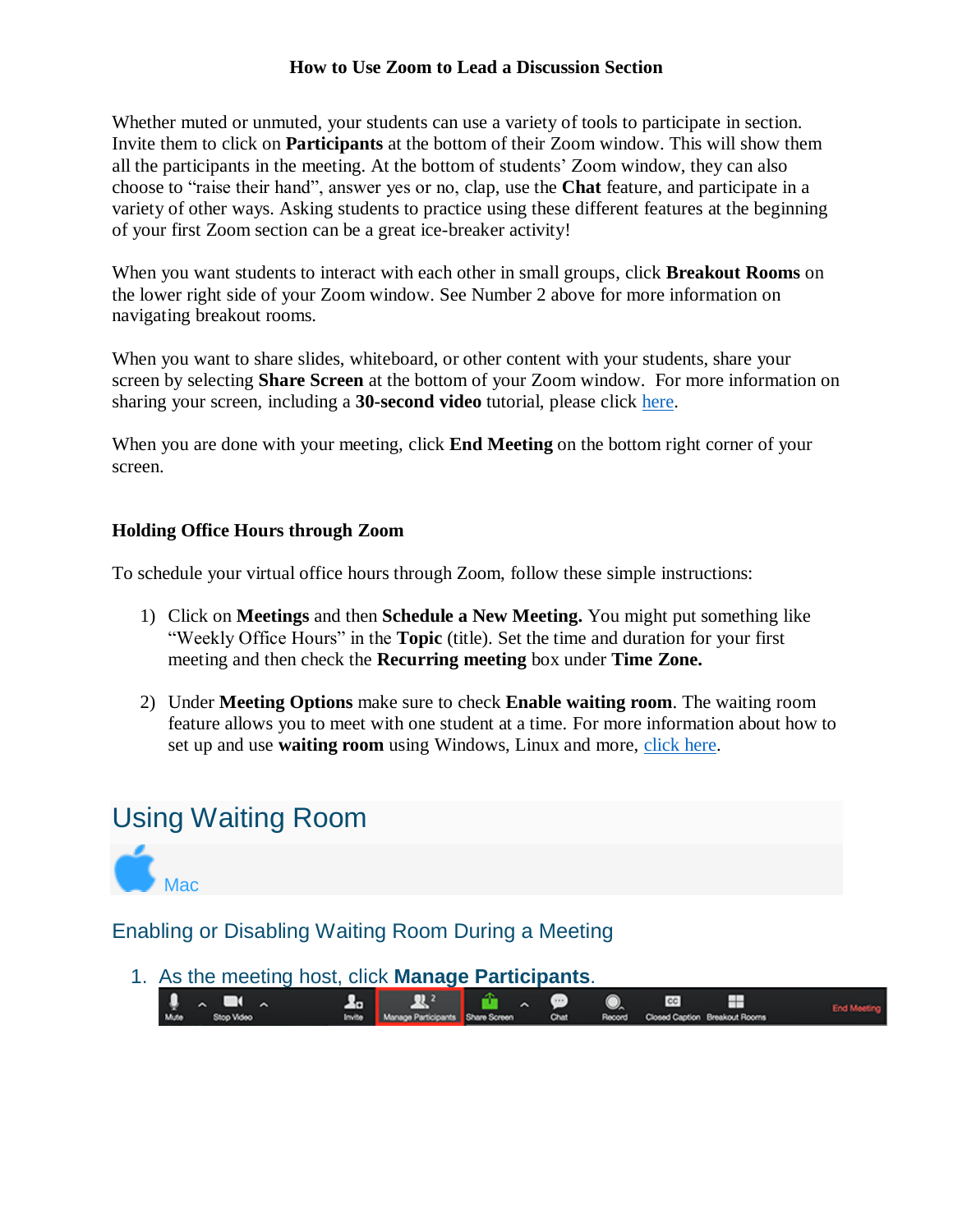**How to Use Zoom to Lead a Discussion Section**

Whether muted or unmuted, your students can use a variety of tools to participate in section. Invite them to click on **Participants** at the bottom of their Zoom window. This will show them all the participants in the meeting. At the bottom of students' Zoom window, they can also choose to "raise their hand", answer yes or no, clap, use the **Chat** feature, and participate in a variety of other ways. Asking students to practice using these different features at the beginning of your first Zoom section can be a great ice-breaker activity!

When you want students to interact with each other in small groups, click **Breakout Rooms** on the lower right side of your Zoom window. See Number 2 above for more information on navigating breakout rooms.

When you want to share slides, whiteboard, or other content with your students, share your screen by selecting **Share Screen** at the bottom of your Zoom window. For more information on sharing your screen, including a **30-second video** tutorial, please click here.

When you are done with your meeting, click **End Meeting** on the bottom right corner of your screen.

### Holding Office Hours through Zoom

To schedule your virtual office hours through Zoom, follow these simple instructions:

1) Click on **Meetings** and then **Schedule a New Meeting.** You might put something like "Weekly Office Hours" in the **Topic** (title). Set the time and duration for your first meeting and then check the **Recurring meeting** box under **Time Zone.**

2) Under **Meeting Options** make sure to check **Enable waiting room**. The waiting room feature allows you to meet with one student at a time. For more information about how to set up and use **waiting room** using Windows, Linux and more, click here.

## Using Waiting Room

Mac

### Enabling or Disabling Waiting Room During a Meeting

1. As the meeting host, click **Manage Participants**.

Mute | Stop Video | Invite | Manage Participants | Share Screen | Chat | Record | Closed Caption | Breakout Rooms | End Meeting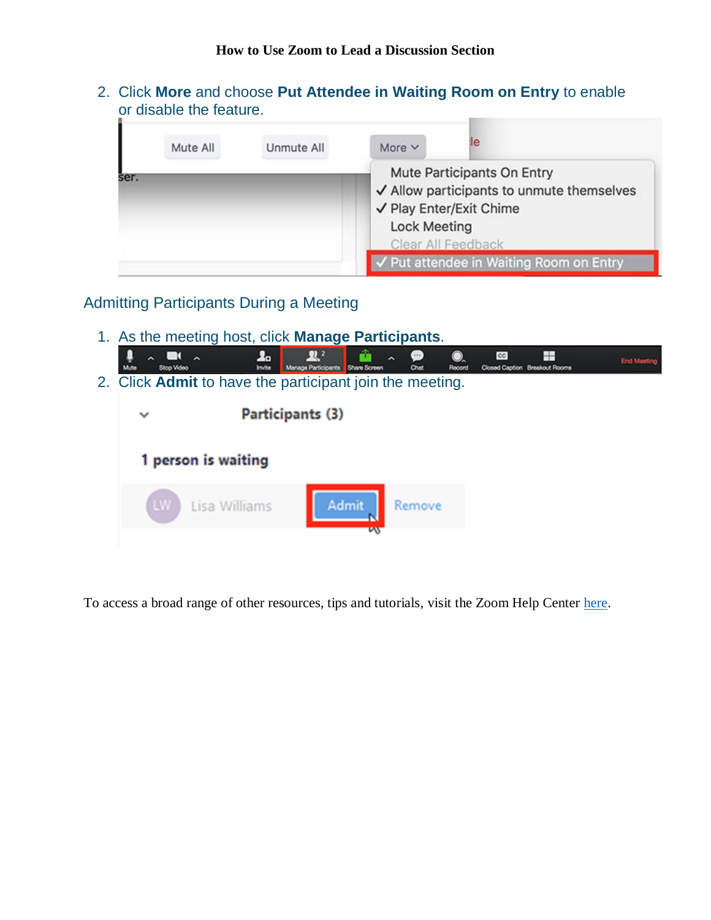2. Click **More** and choose **Put Attendee in Waiting Room on Entry** to enable or disable the feature.

## Admitting Participants During a Meeting

1. As the meeting host, click **Manage Participants**.
2. Click **Admit** to have the participant join the meeting.

To access a broad range of other resources, tips and tutorials, visit the Zoom Help Center [here](#).